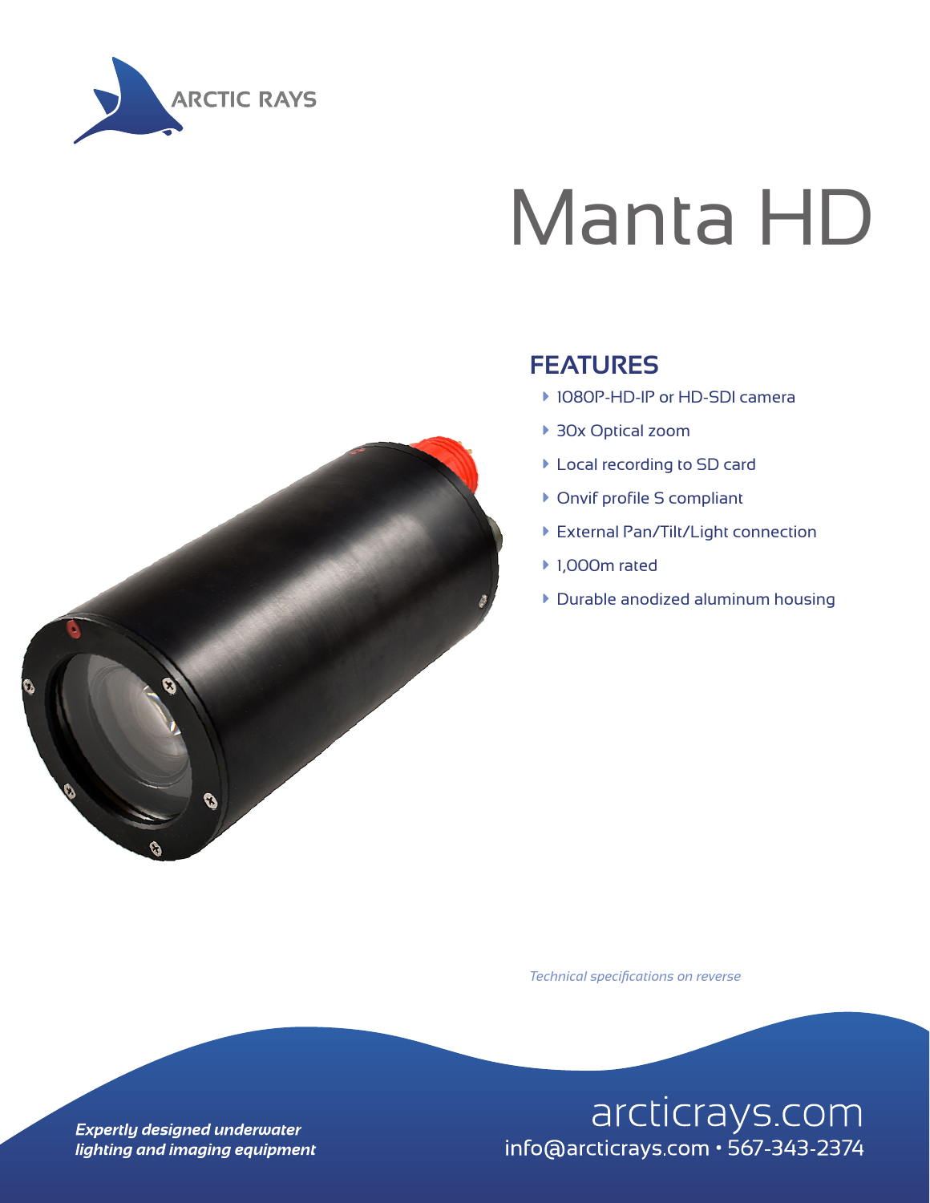ARCTIC RAYS

# Manta HD

## FEATURES

- 1080P-HD-IP or HD-SDI camera
- 30x Optical zoom
- Local recording to SD card
- Onvif profile S compliant
- External Pan/Tilt/Light connection
- 1,000m rated
- Durable anodized aluminum housing

*Technical specifications on reverse*

***Expertly designed underwater lighting and imaging equipment***

arcticrays.com
info@arcticrays.com • 567-343-2374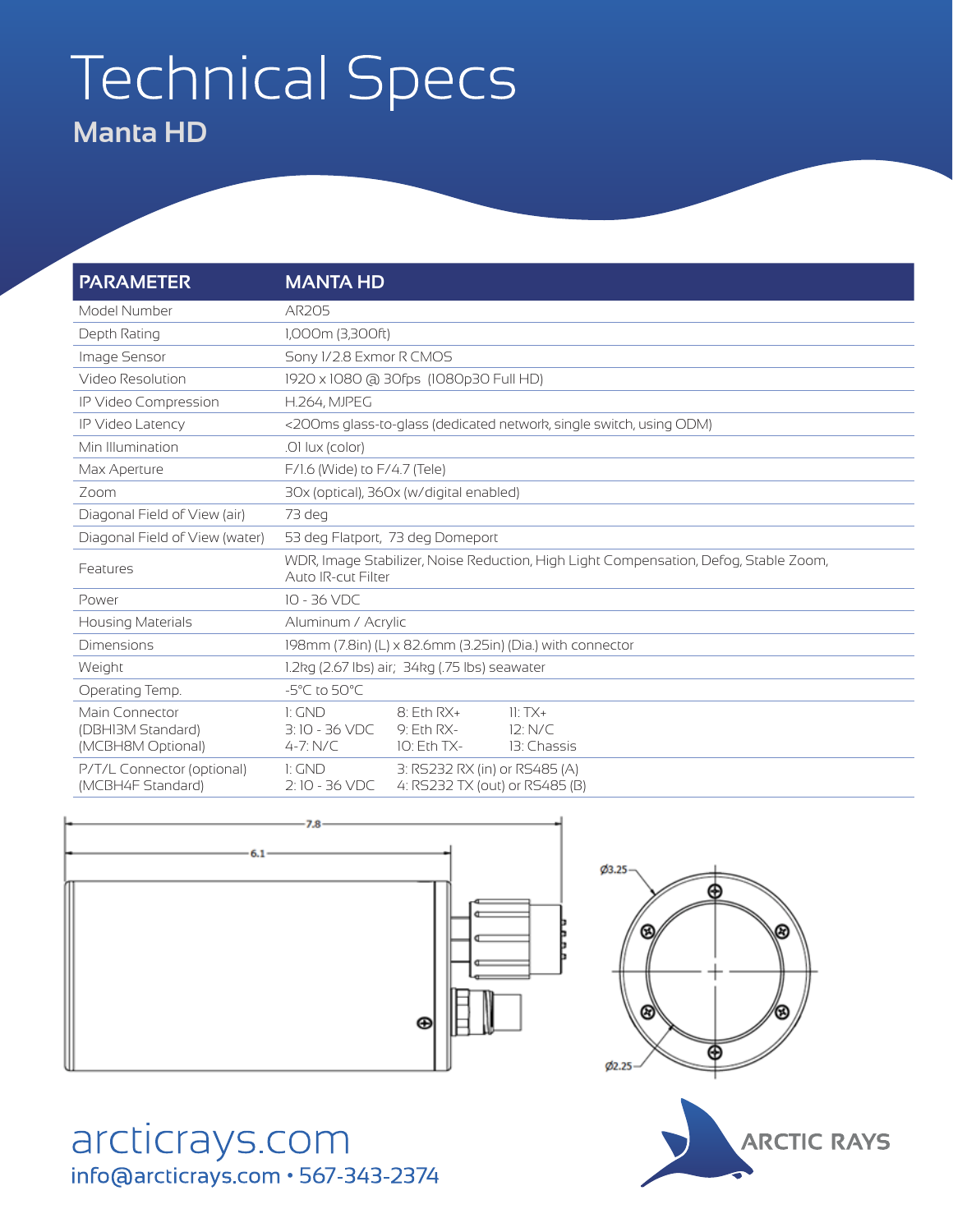# Technical Specs

## Manta HD

| PARAMETER | MANTA HD |
|---|---|
| Model Number | AR205 |
| Depth Rating | 1,000m (3,300ft) |
| Image Sensor | Sony 1/2.8 Exmor R CMOS |
| Video Resolution | 1920 x 1080 @ 30fps (1080p30 Full HD) |
| IP Video Compression | H.264, MJPEG |
| IP Video Latency | <200ms glass-to-glass (dedicated network, single switch, using ODM) |
| Min Illumination | .01 lux (color) |
| Max Aperture | F/1.6 (Wide) to F/4.7 (Tele) |
| Zoom | 30x (optical), 360x (w/digital enabled) |
| Diagonal Field of View (air) | 73 deg |
| Diagonal Field of View (water) | 53 deg Flatport, 73 deg Domeport |
| Features | WDR, Image Stabilizer, Noise Reduction, High Light Compensation, Defog, Stable Zoom, Auto IR-cut Filter |
| Power | 10 - 36 VDC |
| Housing Materials | Aluminum / Acrylic |
| Dimensions | 198mm (7.8in) (L) x 82.6mm (3.25in) (Dia.) with connector |
| Weight | 1.2kg (2.67 lbs) air; .34kg (.75 lbs) seawater |
| Operating Temp. | -5°C to 50°C |
| Main Connector (DBH13M Standard) (MCBH8M Optional) | 1: GND; 3: 10 - 36 VDC; 4-7: N/C; 8: Eth RX+; 9: Eth RX-; 10: Eth TX-; 11: TX+; 12: N/C; 13: Chassis |
| P/T/L Connector (optional) (MCBH4F Standard) | 1: GND; 2: 10 - 36 VDC; 3: RS232 RX (in) or RS485 (A); 4: RS232 TX (out) or RS485 (B) |

7.8
6.1
Ø3.25
Ø2.25

arcticrays.com
info@arcticrays.com • 567-343-2374

ARCTIC RAYS